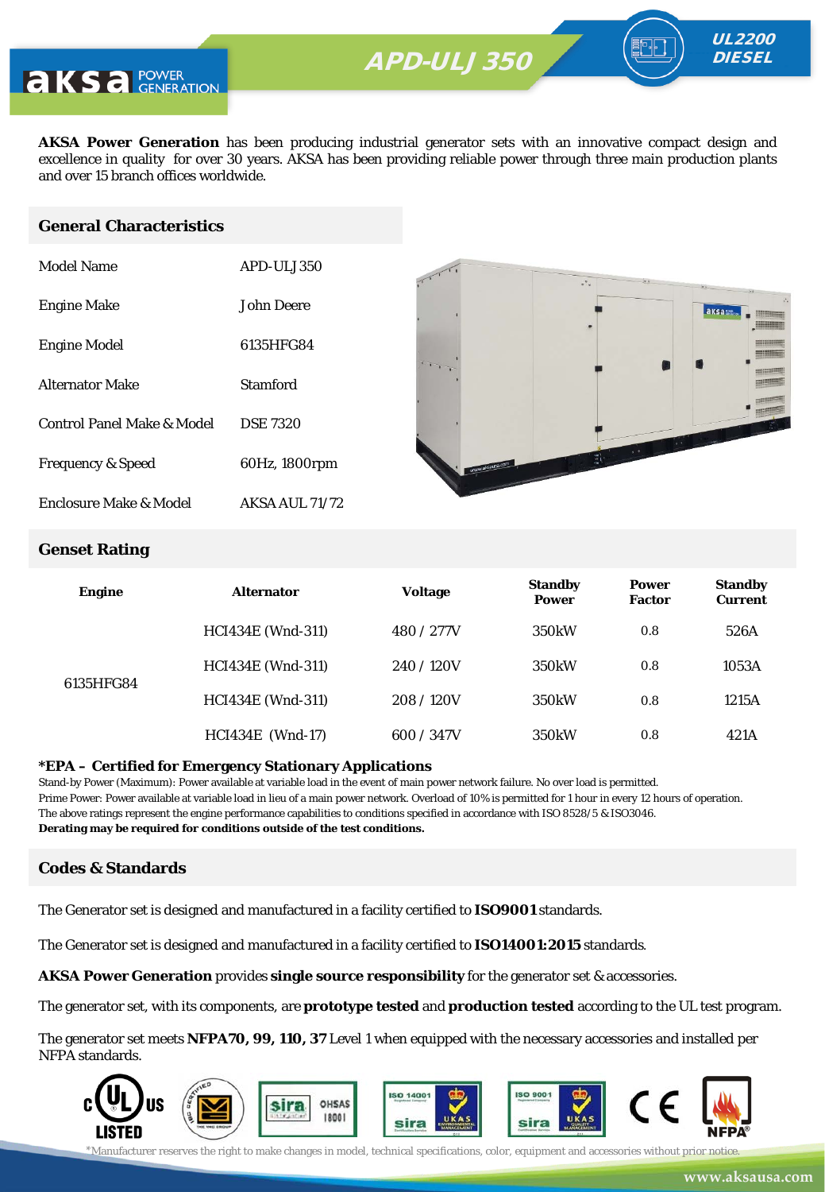# APD-ULJ 350

**UL2200 DIESEL**

**AKSA Power Generation** has been producing industrial generator sets with an innovative compact design and excellence in quality for over 30 years. AKSA has been providing reliable power through three main production plants and over 15 branch offices worldwide.

## General Characteristics

| | |
|---|---|
| Model Name | APD-ULJ 350 |
| Engine Make | John Deere |
| Engine Model | 6135HFG84 |
| Alternator Make | Stamford |
| Control Panel Make & Model | DSE 7320 |
| Frequency & Speed | 60Hz, 1800rpm |
| Enclosure Make & Model | AKSA AUL 71/72 |

## Genset Rating

| Engine | Alternator | Voltage | Standby Power | Power Factor | Standby Current |
|---|---|---|---|---|---|
| 6135HFG84 | HCI434E (Wnd-311) | 480 / 277V | 350kW | 0.8 | 526A |
| | HCI434E (Wnd-311) | 240 / 120V | 350kW | 0.8 | 1053A |
| | HCI434E (Wnd-311) | 208 / 120V | 350kW | 0.8 | 1215A |
| | HCI434E (Wnd-17) | 600 / 347V | 350kW | 0.8 | 421A |

**\*EPA – Certified for Emergency Stationary Applications**

Stand-by Power (Maximum): Power available at variable load in the event of main power network failure. No over load is permitted.
Prime Power: Power available at variable load in lieu of a main power network. Overload of 10% is permitted for 1 hour in every 12 hours of operation.
The above ratings represent the engine performance capabilities to conditions specified in accordance with ISO 8528/5 & ISO3046.
**Derating may be required for conditions outside of the test conditions.**

## Codes & Standards

The Generator set is designed and manufactured in a facility certified to **ISO9001** standards.

The Generator set is designed and manufactured in a facility certified to **ISO14001:2015** standards.

**AKSA Power Generation** provides **single source responsibility** for the generator set & accessories.

The generator set, with its components, are **prototype tested** and **production tested** according to the UL test program.

The generator set meets **NFPA70, 99, 110, 37** Level 1 when equipped with the necessary accessories and installed per NFPA standards.

*Manufacturer reserves the right to make changes in model, technical specifications, color, equipment and accessories without prior notice.

www.aksausa.com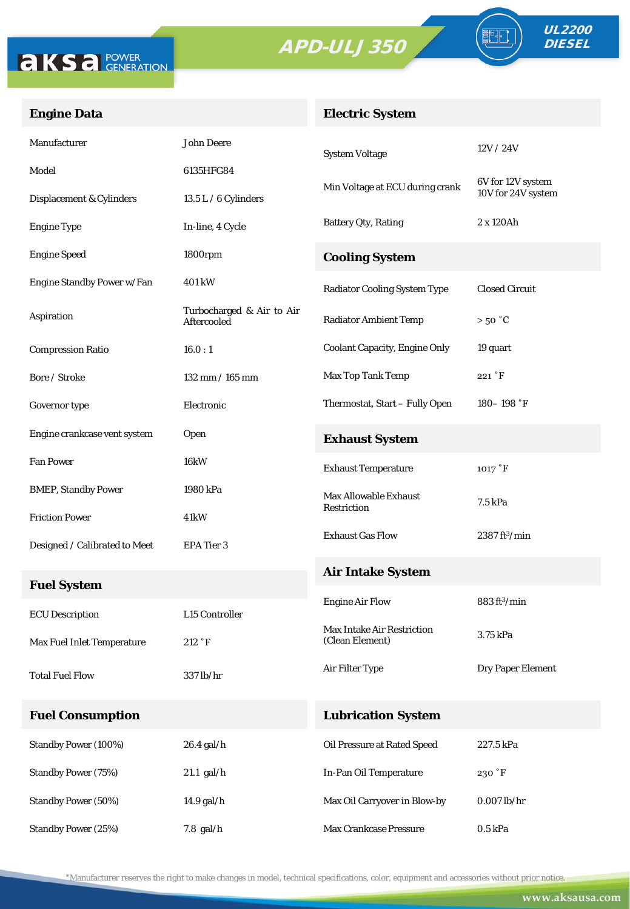# APD-ULJ 350

UL2200 DIESEL

## Engine Data

| | |
|---|---|
| Manufacturer | John Deere |
| Model | 6135HFG84 |
| Displacement & Cylinders | 13.5 L / 6 Cylinders |
| Engine Type | In-line, 4 Cycle |
| Engine Speed | 1800rpm |
| Engine Standby Power w/Fan | 401 kW |
| Aspiration | Turbocharged & Air to Air Aftercooled |
| Compression Ratio | 16.0 : 1 |
| Bore / Stroke | 132 mm / 165 mm |
| Governor type | Electronic |
| Engine crankcase vent system | Open |
| Fan Power | 16kW |
| BMEP, Standby Power | 1980 kPa |
| Friction Power | 41kW |
| Designed / Calibrated to Meet | EPA Tier 3 |

## Fuel System

| | |
|---|---|
| ECU Description | L15 Controller |
| Max Fuel Inlet Temperature | 212 °F |
| Total Fuel Flow | 337 lb/hr |

## Fuel Consumption

| | |
|---|---|
| Standby Power (100%) | 26.4 gal/h |
| Standby Power (75%) | 21.1 gal/h |
| Standby Power (50%) | 14.9 gal/h |
| Standby Power (25%) | 7.8 gal/h |

## Electric System

| | |
|---|---|
| System Voltage | 12V / 24V |
| Min Voltage at ECU during crank | 6V for 12V system<br>10V for 24V system |
| Battery Qty, Rating | 2 x 120Ah |

## Cooling System

| | |
|---|---|
| Radiator Cooling System Type | Closed Circuit |
| Radiator Ambient Temp | > 50 °C |
| Coolant Capacity, Engine Only | 19 quart |
| Max Top Tank Temp | 221 °F |
| Thermostat, Start – Fully Open | 180– 198 °F |

## Exhaust System

| | |
|---|---|
| Exhaust Temperature | 1017 °F |
| Max Allowable Exhaust Restriction | 7.5 kPa |
| Exhaust Gas Flow | 2387 $ft^3$/min |

## Air Intake System

| | |
|---|---|
| Engine Air Flow | 883 $ft^3$/min |
| Max Intake Air Restriction (Clean Element) | 3.75 kPa |
| Air Filter Type | Dry Paper Element |

## Lubrication System

| | |
|---|---|
| Oil Pressure at Rated Speed | 227.5 kPa |
| In-Pan Oil Temperature | 230 °F |
| Max Oil Carryover in Blow-by | 0.007 lb/hr |
| Max Crankcase Pressure | 0.5 kPa |

*Manufacturer reserves the right to make changes in model, technical specifications, color, equipment and accessories without prior notice.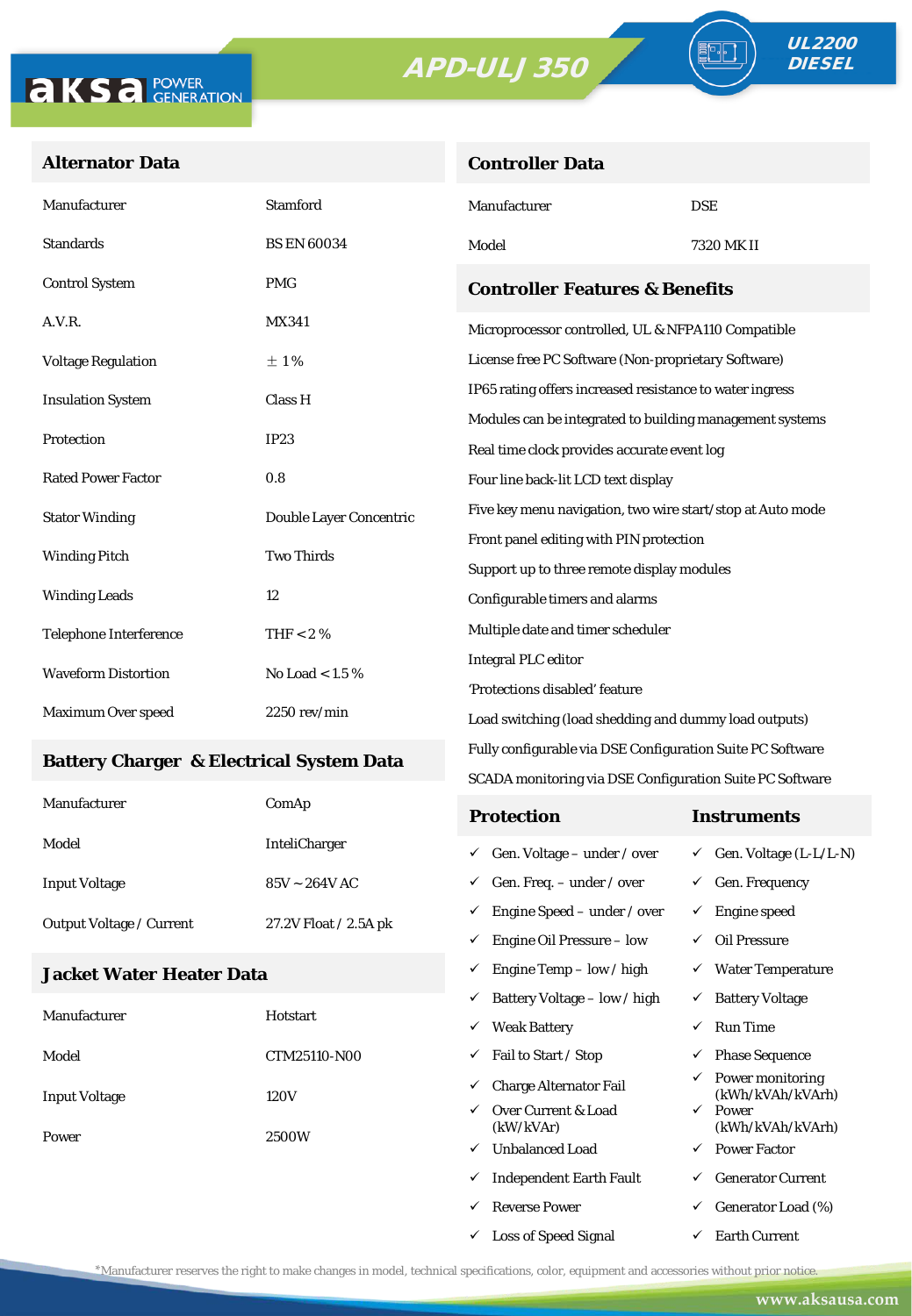# APD-ULJ 350

**UL2200 DIESEL**

## Alternator Data

| Alternator Data | |
|---|---|
| Manufacturer | Stamford |
| Standards | BS EN 60034 |
| Control System | PMG |
| A.V.R. | MX341 |
| Voltage Regulation | ± 1% |
| Insulation System | Class H |
| Protection | IP23 |
| Rated Power Factor | 0.8 |
| Stator Winding | Double Layer Concentric |
| Winding Pitch | Two Thirds |
| Winding Leads | 12 |
| Telephone Interference | THF < 2 % |
| Waveform Distortion | No Load < 1.5 % |
| Maximum Over speed | 2250 rev/min |

## Battery Charger & Electrical System Data

| Battery Charger & Electrical System Data | |
|---|---|
| Manufacturer | ComAp |
| Model | InteliCharger |
| Input Voltage | 85V ~ 264V AC |
| Output Voltage / Current | 27.2V Float / 2.5A pk |

## Jacket Water Heater Data

| Jacket Water Heater Data | |
|---|---|
| Manufacturer | Hotstart |
| Model | CTM25110-N00 |
| Input Voltage | 120V |
| Power | 2500W |

## Controller Data

| Controller Data | |
|---|---|
| Manufacturer | DSE |
| Model | 7320 MK II |

## Controller Features & Benefits

- Microprocessor controlled, UL & NFPA110 Compatible
- License free PC Software (Non-proprietary Software)
- IP65 rating offers increased resistance to water ingress
- Modules can be integrated to building management systems
- Real time clock provides accurate event log
- Four line back-lit LCD text display
- Five key menu navigation, two wire start/stop at Auto mode
- Front panel editing with PIN protection
- Support up to three remote display modules
- Configurable timers and alarms
- Multiple date and timer scheduler
- Integral PLC editor
- 'Protections disabled' feature
- Load switching (load shedding and dummy load outputs)
- Fully configurable via DSE Configuration Suite PC Software
- SCADA monitoring via DSE Configuration Suite PC Software

| Protection | Instruments |
|---|---|
| ✓ Gen. Voltage – under / over | ✓ Gen. Voltage (L-L/L-N) |
| ✓ Gen. Freq. – under / over | ✓ Gen. Frequency |
| ✓ Engine Speed – under / over | ✓ Engine speed |
| ✓ Engine Oil Pressure – low | ✓ Oil Pressure |
| ✓ Engine Temp – low / high | ✓ Water Temperature |
| ✓ Battery Voltage – low / high | ✓ Battery Voltage |
| ✓ Weak Battery | ✓ Run Time |
| ✓ Fail to Start / Stop | ✓ Phase Sequence |
| ✓ Charge Alternator Fail | ✓ Power monitoring (kWh/kVAh/kVArh) |
| ✓ Over Current & Load (kW/kVAr) | ✓ Power (kWh/kVAh/kVArh) |
| ✓ Unbalanced Load | ✓ Power Factor |
| ✓ Independent Earth Fault | ✓ Generator Current |
| ✓ Reverse Power | ✓ Generator Load (%) |
| ✓ Loss of Speed Signal | ✓ Earth Current |

*Manufacturer reserves the right to make changes in model, technical specifications, color, equipment and accessories without prior notice.

www.aksausa.com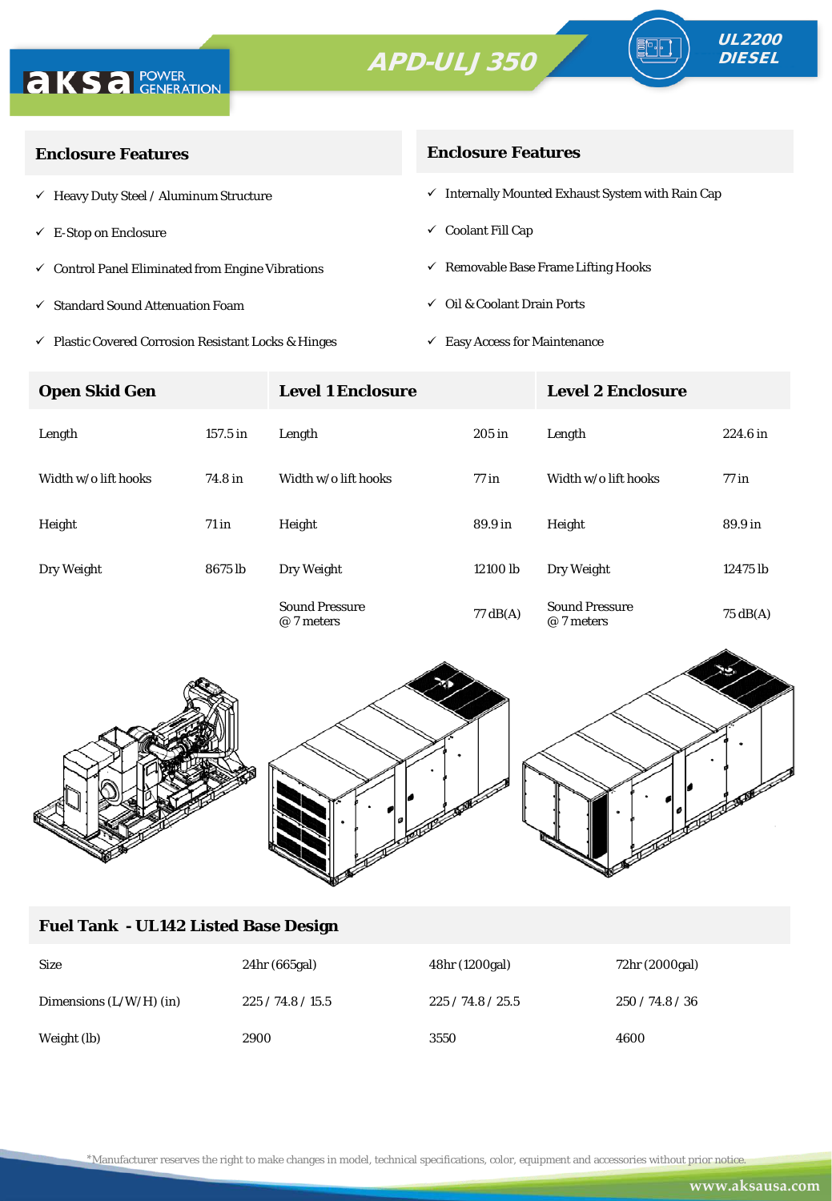aksa POWER GENERATION

# APD-ULJ 350

UL2200 DIESEL

## Enclosure Features

- ✓ Heavy Duty Steel / Aluminum Structure
- ✓ E-Stop on Enclosure
- ✓ Control Panel Eliminated from Engine Vibrations
- ✓ Standard Sound Attenuation Foam
- ✓ Plastic Covered Corrosion Resistant Locks & Hinges

## Enclosure Features

- ✓ Internally Mounted Exhaust System with Rain Cap
- ✓ Coolant Fill Cap
- ✓ Removable Base Frame Lifting Hooks
- ✓ Oil & Coolant Drain Ports
- ✓ Easy Access for Maintenance

| Open Skid Gen | | Level 1 Enclosure | | Level 2 Enclosure | |
|---|---|---|---|---|---|
| Length | 157.5 in | Length | 205 in | Length | 224.6 in |
| Width w/o lift hooks | 74.8 in | Width w/o lift hooks | 77 in | Width w/o lift hooks | 77 in |
| Height | 71 in | Height | 89.9 in | Height | 89.9 in |
| Dry Weight | 8675 lb | Dry Weight | 12100 lb | Dry Weight | 12475 lb |
| | | Sound Pressure @ 7 meters | 77 dB(A) | Sound Pressure @ 7 meters | 75 dB(A) |

## Fuel Tank - UL142 Listed Base Design

| Size | 24hr (665gal) | 48hr (1200gal) | 72hr (2000gal) |
|---|---|---|---|
| Dimensions (L/W/H) (in) | 225 / 74.8 / 15.5 | 225 / 74.8 / 25.5 | 250 / 74.8 / 36 |
| Weight (lb) | 2900 | 3550 | 4600 |

*Manufacturer reserves the right to make changes in model, technical specifications, color, equipment and accessories without prior notice.

www.aksausa.com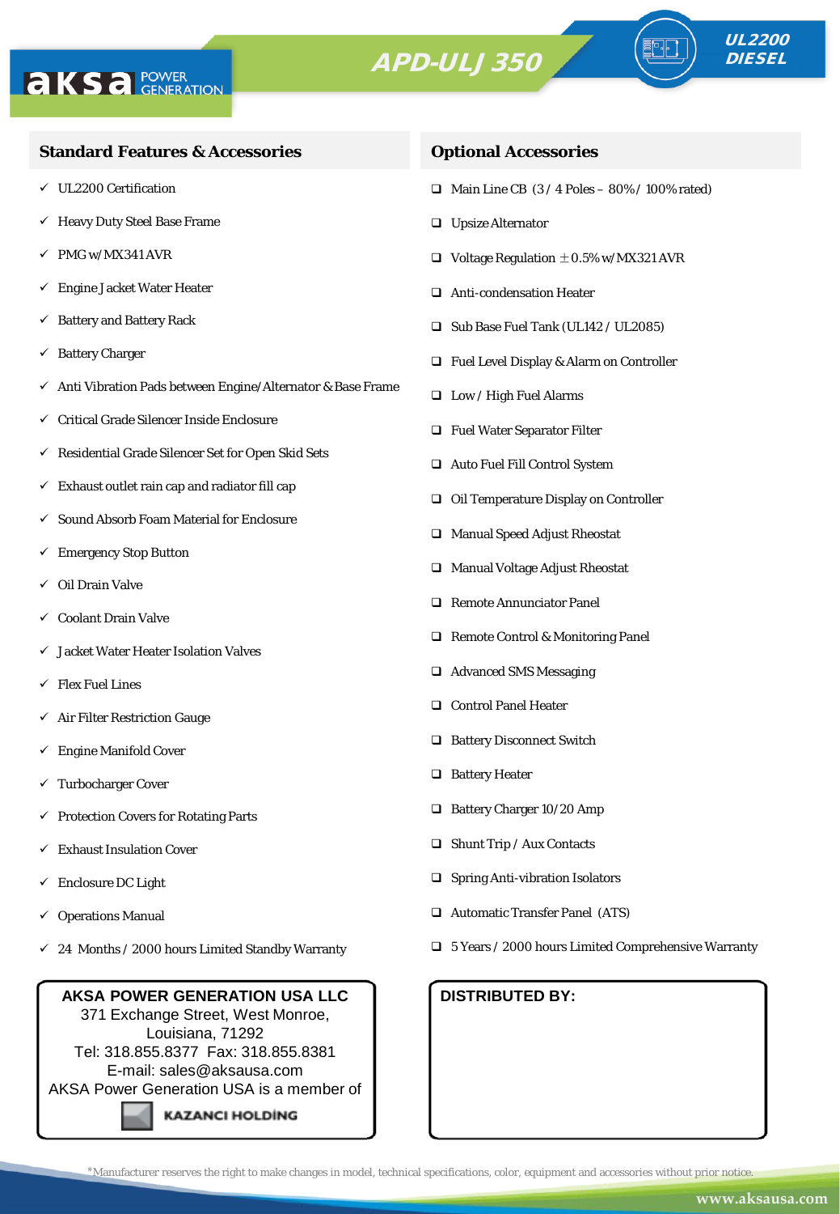aksa POWER GENERATION

APD-ULJ 350

UL2200 DIESEL

## Standard Features & Accessories

- ✓ UL2200 Certification
- ✓ Heavy Duty Steel Base Frame
- ✓ PMG w/ MX341 AVR
- ✓ Engine Jacket Water Heater
- ✓ Battery and Battery Rack
- ✓ Battery Charger
- ✓ Anti Vibration Pads between Engine/Alternator & Base Frame
- ✓ Critical Grade Silencer Inside Enclosure
- ✓ Residential Grade Silencer Set for Open Skid Sets
- ✓ Exhaust outlet rain cap and radiator fill cap
- ✓ Sound Absorb Foam Material for Enclosure
- ✓ Emergency Stop Button
- ✓ Oil Drain Valve
- ✓ Coolant Drain Valve
- ✓ Jacket Water Heater Isolation Valves
- ✓ Flex Fuel Lines
- ✓ Air Filter Restriction Gauge
- ✓ Engine Manifold Cover
- ✓ Turbocharger Cover
- ✓ Protection Covers for Rotating Parts
- ✓ Exhaust Insulation Cover
- ✓ Enclosure DC Light
- ✓ Operations Manual
- ✓ 24 Months / 2000 hours Limited Standby Warranty

## Optional Accessories

- ❑ Main Line CB (3 / 4 Poles – 80% / 100% rated)
- ❑ Upsize Alternator
- ❑ Voltage Regulation ± 0.5% w/ MX321 AVR
- ❑ Anti-condensation Heater
- ❑ Sub Base Fuel Tank (UL142 / UL2085)
- ❑ Fuel Level Display & Alarm on Controller
- ❑ Low / High Fuel Alarms
- ❑ Fuel Water Separator Filter
- ❑ Auto Fuel Fill Control System
- ❑ Oil Temperature Display on Controller
- ❑ Manual Speed Adjust Rheostat
- ❑ Manual Voltage Adjust Rheostat
- ❑ Remote Annunciator Panel
- ❑ Remote Control & Monitoring Panel
- ❑ Advanced SMS Messaging
- ❑ Control Panel Heater
- ❑ Battery Disconnect Switch
- ❑ Battery Heater
- ❑ Battery Charger 10/20 Amp
- ❑ Shunt Trip / Aux Contacts
- ❑ Spring Anti-vibration Isolators
- ❑ Automatic Transfer Panel (ATS)
- ❑ 5 Years / 2000 hours Limited Comprehensive Warranty

**AKSA POWER GENERATION USA LLC**
371 Exchange Street, West Monroe,
Louisiana, 71292
Tel: 318.855.8377 Fax: 318.855.8381
E-mail: sales@aksausa.com
AKSA Power Generation USA is a member of
KAZANCI HOLDING

**DISTRIBUTED BY:**

*Manufacturer reserves the right to make changes in model, technical specifications, color, equipment and accessories without prior notice.

www.aksausa.com